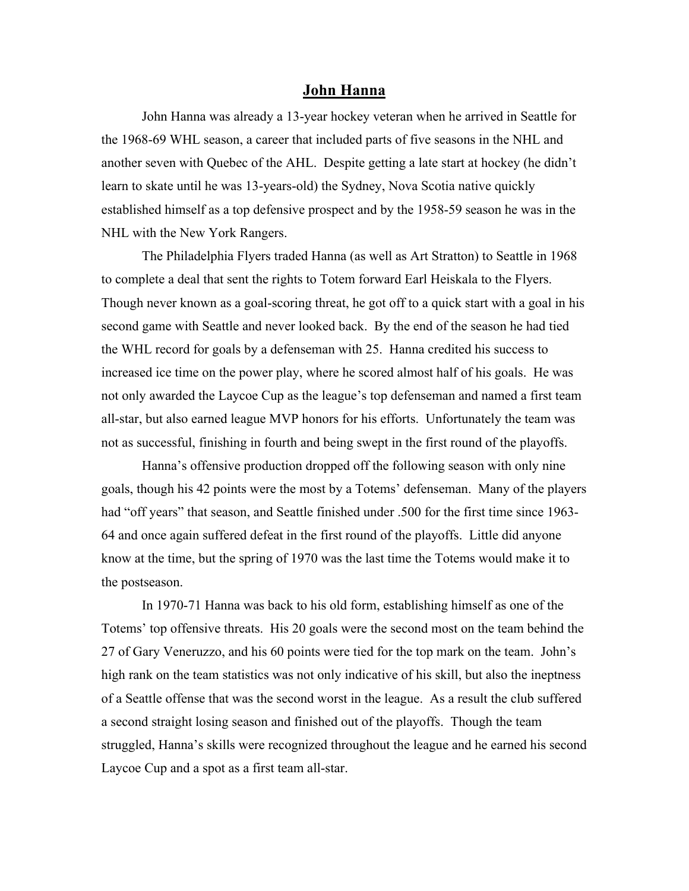# John Hanna

John Hanna was already a 13-year hockey veteran when he arrived in Seattle for the 1968-69 WHL season, a career that included parts of five seasons in the NHL and another seven with Quebec of the AHL. Despite getting a late start at hockey (he didn't learn to skate until he was 13-years-old) the Sydney, Nova Scotia native quickly established himself as a top defensive prospect and by the 1958-59 season he was in the NHL with the New York Rangers.

The Philadelphia Flyers traded Hanna (as well as Art Stratton) to Seattle in 1968 to complete a deal that sent the rights to Totem forward Earl Heiskala to the Flyers. Though never known as a goal-scoring threat, he got off to a quick start with a goal in his second game with Seattle and never looked back. By the end of the season he had tied the WHL record for goals by a defenseman with 25. Hanna credited his success to increased ice time on the power play, where he scored almost half of his goals. He was not only awarded the Laycoe Cup as the league's top defenseman and named a first team all-star, but also earned league MVP honors for his efforts. Unfortunately the team was not as successful, finishing in fourth and being swept in the first round of the playoffs.

Hanna's offensive production dropped off the following season with only nine goals, though his 42 points were the most by a Totems' defenseman. Many of the players had "off years" that season, and Seattle finished under .500 for the first time since 1963-64 and once again suffered defeat in the first round of the playoffs. Little did anyone know at the time, but the spring of 1970 was the last time the Totems would make it to the postseason.

In 1970-71 Hanna was back to his old form, establishing himself as one of the Totems' top offensive threats. His 20 goals were the second most on the team behind the 27 of Gary Veneruzzo, and his 60 points were tied for the top mark on the team. John's high rank on the team statistics was not only indicative of his skill, but also the ineptness of a Seattle offense that was the second worst in the league. As a result the club suffered a second straight losing season and finished out of the playoffs. Though the team struggled, Hanna's skills were recognized throughout the league and he earned his second Laycoe Cup and a spot as a first team all-star.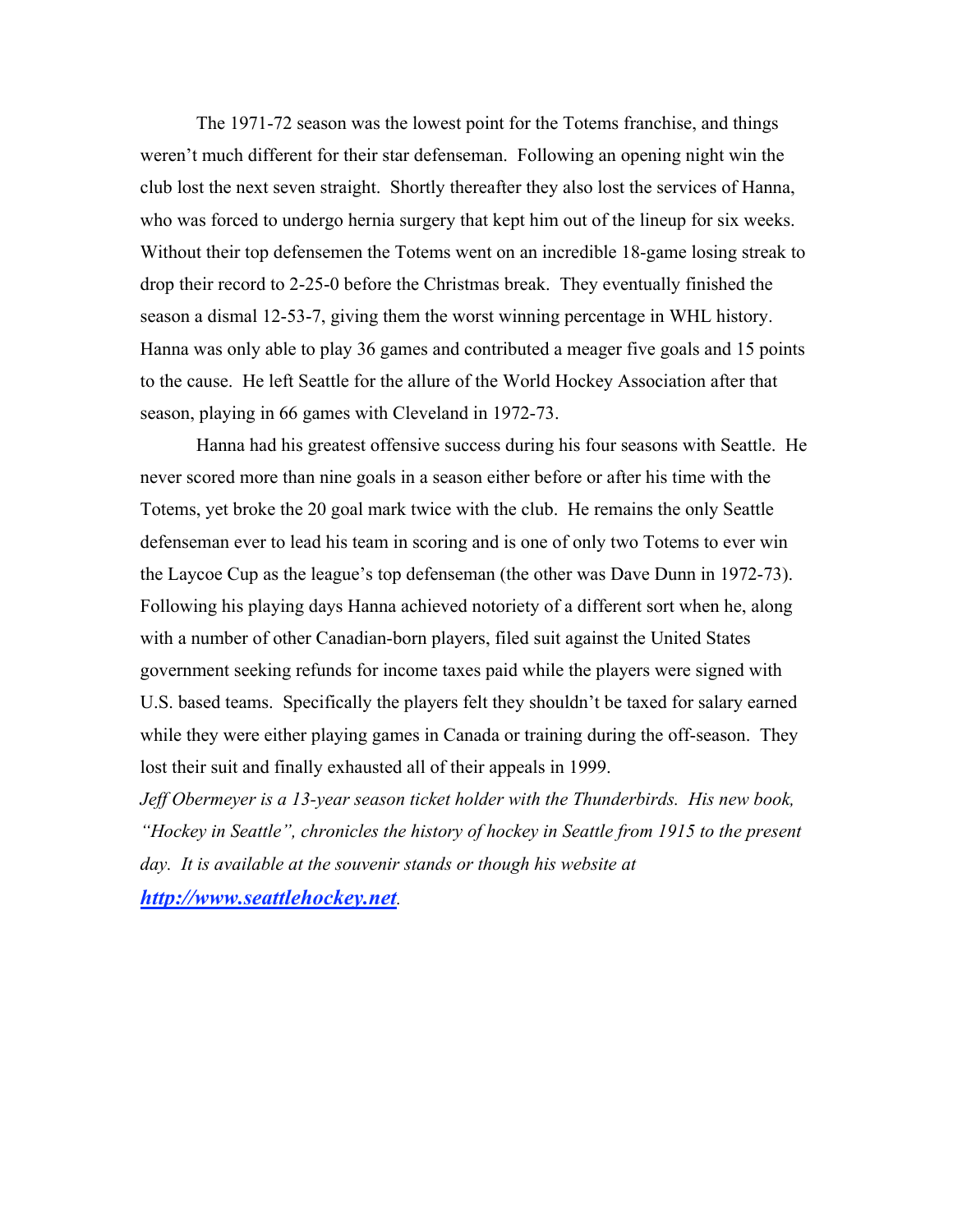The 1971-72 season was the lowest point for the Totems franchise, and things weren't much different for their star defenseman. Following an opening night win the club lost the next seven straight. Shortly thereafter they also lost the services of Hanna, who was forced to undergo hernia surgery that kept him out of the lineup for six weeks. Without their top defensemen the Totems went on an incredible 18-game losing streak to drop their record to 2-25-0 before the Christmas break. They eventually finished the season a dismal 12-53-7, giving them the worst winning percentage in WHL history. Hanna was only able to play 36 games and contributed a meager five goals and 15 points to the cause. He left Seattle for the allure of the World Hockey Association after that season, playing in 66 games with Cleveland in 1972-73.

Hanna had his greatest offensive success during his four seasons with Seattle. He never scored more than nine goals in a season either before or after his time with the Totems, yet broke the 20 goal mark twice with the club. He remains the only Seattle defenseman ever to lead his team in scoring and is one of only two Totems to ever win the Laycoe Cup as the league's top defenseman (the other was Dave Dunn in 1972-73). Following his playing days Hanna achieved notoriety of a different sort when he, along with a number of other Canadian-born players, filed suit against the United States government seeking refunds for income taxes paid while the players were signed with U.S. based teams. Specifically the players felt they shouldn't be taxed for salary earned while they were either playing games in Canada or training during the off-season. They lost their suit and finally exhausted all of their appeals in 1999.

*Jeff Obermeyer is a 13-year season ticket holder with the Thunderbirds. His new book, "Hockey in Seattle", chronicles the history of hockey in Seattle from 1915 to the present day. It is available at the souvenir stands or though his website at* ***[http://www.seattlehockey.net](http://www.seattlehockey.net)****.*